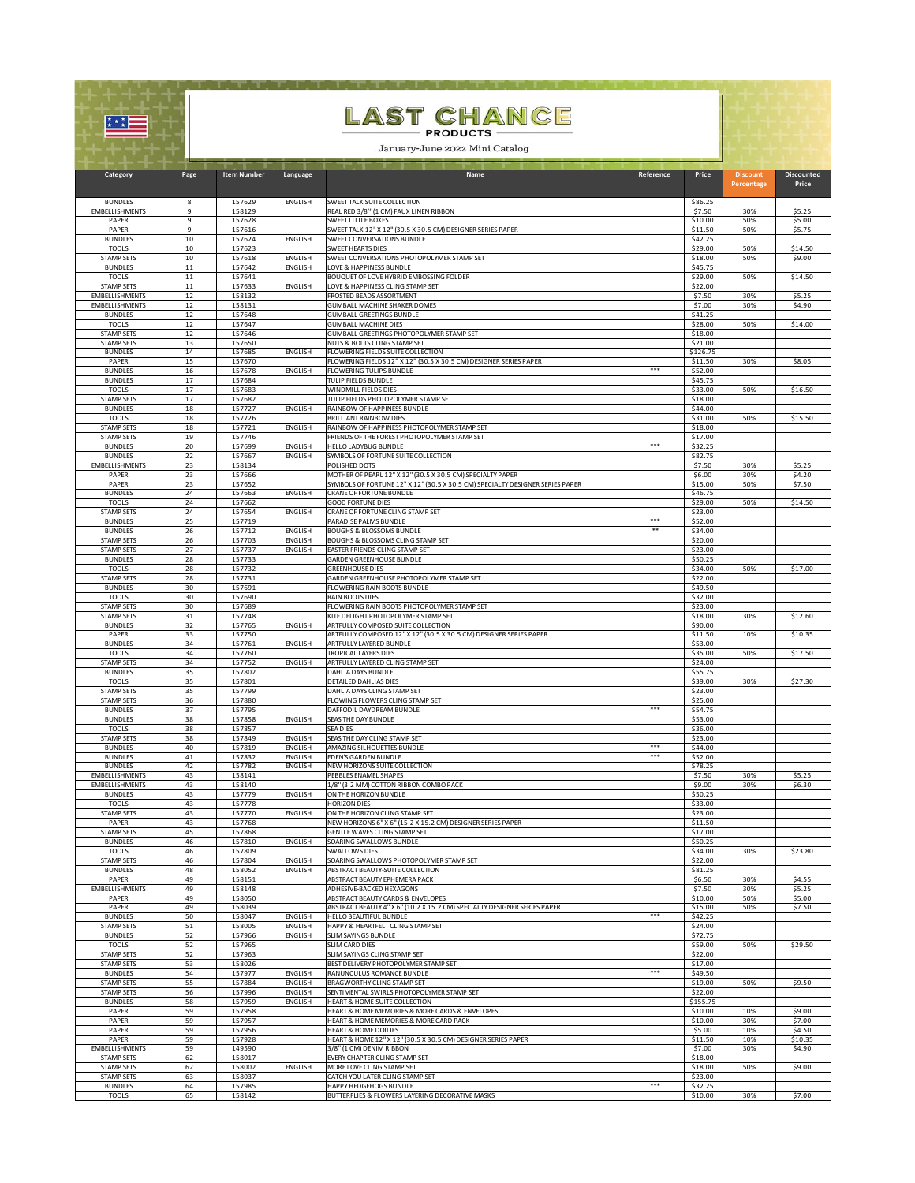# LAST CHANCE PRODUCTS

January-June 2022 Mini Catalog

| Category | Page | Item Number | Language | Name | Reference | Price | Discount Percentage | Discounted Price |
|---|---|---|---|---|---|---|---|---|
| BUNDLES | 8 | 157629 | ENGLISH | SWEET TALK SUITE COLLECTION | | $86.25 | | |
| EMBELLISHMENTS | 9 | 158129 | | REAL RED 3/8" (1 CM) FAUX LINEN RIBBON | | $7.50 | 30% | $5.25 |
| PAPER | 9 | 157628 | | SWEET LITTLE BOXES | | $10.00 | 50% | $5.00 |
| PAPER | 9 | 157616 | | SWEET TALK 12" X 12" (30.5 X 30.5 CM) DESIGNER SERIES PAPER | | $11.50 | 50% | $5.75 |
| BUNDLES | 10 | 157624 | ENGLISH | SWEET CONVERSATIONS BUNDLE | | $42.25 | | |
| TOOLS | 10 | 157623 | | SWEET HEARTS DIES | | $29.00 | 50% | $14.50 |
| STAMP SETS | 10 | 157618 | ENGLISH | SWEET CONVERSATIONS PHOTOPOLYMER STAMP SET | | $18.00 | 50% | $9.00 |
| BUNDLES | 11 | 157642 | ENGLISH | LOVE & HAPPINESS BUNDLE | | $45.75 | | |
| TOOLS | 11 | 157641 | | BOUQUET OF LOVE HYBRID EMBOSSING FOLDER | | $29.00 | 50% | $14.50 |
| STAMP SETS | 11 | 157633 | ENGLISH | LOVE & HAPPINESS CLING STAMP SET | | $22.00 | | |
| EMBELLISHMENTS | 12 | 158132 | | FROSTED BEADS ASSORTMENT | | $7.50 | 30% | $5.25 |
| EMBELLISHMENTS | 12 | 158131 | | GUMBALL MACHINE SHAKER DOMES | | $7.00 | 30% | $4.90 |
| BUNDLES | 12 | 157648 | | GUMBALL GREETINGS BUNDLE | | $41.25 | | |
| TOOLS | 12 | 157647 | | GUMBALL MACHINE DIES | | $28.00 | 50% | $14.00 |
| STAMP SETS | 12 | 157646 | | GUMBALL GREETINGS PHOTOPOLYMER STAMP SET | | $18.00 | | |
| STAMP SETS | 13 | 157650 | | NUTS & BOLTS CLING STAMP SET | | $21.00 | | |
| BUNDLES | 14 | 157685 | ENGLISH | FLOWERING FIELDS SUITE COLLECTION | | $126.75 | | |
| PAPER | 15 | 157670 | | FLOWERING FIELDS 12" X 12" (30.5 X 30.5 CM) DESIGNER SERIES PAPER | | $11.50 | 30% | $8.05 |
| BUNDLES | 16 | 157678 | ENGLISH | FLOWERING TULIPS BUNDLE | *** | $52.00 | | |
| BUNDLES | 17 | 157684 | | TULIP FIELDS BUNDLE | | $45.75 | | |
| TOOLS | 17 | 157683 | | WINDMILL FIELDS DIES | | $33.00 | 50% | $16.50 |
| STAMP SETS | 17 | 157682 | | TULIP FIELDS PHOTOPOLYMER STAMP SET | | $18.00 | | |
| BUNDLES | 18 | 157727 | ENGLISH | RAINBOW OF HAPPINESS BUNDLE | | $44.00 | | |
| TOOLS | 18 | 157726 | | BRILLIANT RAINBOW DIES | | $31.00 | 50% | $15.50 |
| STAMP SETS | 18 | 157721 | ENGLISH | RAINBOW OF HAPPINESS PHOTOPOLYMER STAMP SET | | $18.00 | | |
| STAMP SETS | 19 | 157746 | | FRIENDS OF THE FOREST PHOTOPOLYMER STAMP SET | | $17.00 | | |
| BUNDLES | 20 | 157699 | ENGLISH | HELLO LADYBUG BUNDLE | *** | $32.25 | | |
| BUNDLES | 22 | 157667 | ENGLISH | SYMBOLS OF FORTUNE SUITE COLLECTION | | $82.75 | | |
| EMBELLISHMENTS | 23 | 158134 | | POLISHED DOTS | | $7.50 | 30% | $5.25 |
| PAPER | 23 | 157666 | | MOTHER OF PEARL 12" X 12" (30.5 X 30.5 CM) SPECIALTY PAPER | | $6.00 | 30% | $4.20 |
| PAPER | 23 | 157652 | | SYMBOLS OF FORTUNE 12" X 12" (30.5 X 30.5 CM) SPECIALTY DESIGNER SERIES PAPER | | $15.00 | 50% | $7.50 |
| BUNDLES | 24 | 157663 | ENGLISH | CRANE OF FORTUNE BUNDLE | | $46.75 | | |
| TOOLS | 24 | 157662 | | GOOD FORTUNE DIES | | $29.00 | 50% | $14.50 |
| STAMP SETS | 24 | 157654 | ENGLISH | CRANE OF FORTUNE CLING STAMP SET | | $23.00 | | |
| BUNDLES | 25 | 157719 | | PARADISE PALMS BUNDLE | *** | $52.00 | | |
| BUNDLES | 26 | 157712 | ENGLISH | BOUGHS & BLOSSOMS BUNDLE | ** | $34.00 | | |
| STAMP SETS | 26 | 157703 | ENGLISH | BOUGHS & BLOSSOMS CLING STAMP SET | | $20.00 | | |
| STAMP SETS | 27 | 157737 | ENGLISH | EASTER FRIENDS CLING STAMP SET | | $23.00 | | |
| BUNDLES | 28 | 157733 | | GARDEN GREENHOUSE BUNDLE | | $50.25 | | |
| TOOLS | 28 | 157732 | | GREENHOUSE DIES | | $34.00 | 50% | $17.00 |
| STAMP SETS | 28 | 157731 | | GARDEN GREENHOUSE PHOTOPOLYMER STAMP SET | | $22.00 | | |
| BUNDLES | 30 | 157691 | | FLOWERING RAIN BOOTS BUNDLE | | $49.50 | | |
| TOOLS | 30 | 157690 | | RAIN BOOTS DIES | | $32.00 | | |
| STAMP SETS | 30 | 157689 | | FLOWERING RAIN BOOTS PHOTOPOLYMER STAMP SET | | $23.00 | | |
| STAMP SETS | 31 | 157748 | | KITE DELIGHT PHOTOPOLYMER STAMP SET | | $18.00 | 30% | $12.60 |
| BUNDLES | 32 | 157765 | ENGLISH | ARTFULLY COMPOSED SUITE COLLECTION | | $90.00 | | |
| PAPER | 33 | 157750 | | ARTFULLY COMPOSED 12" X 12" (30.5 X 30.5 CM) DESIGNER SERIES PAPER | | $11.50 | 10% | $10.35 |
| BUNDLES | 34 | 157761 | ENGLISH | ARTFULLY LAYERED BUNDLE | | $53.00 | | |
| TOOLS | 34 | 157760 | | TROPICAL LAYERS DIES | | $35.00 | 50% | $17.50 |
| STAMP SETS | 34 | 157752 | ENGLISH | ARTFULLY LAYERED CLING STAMP SET | | $24.00 | | |
| BUNDLES | 35 | 157802 | | DAHLIA DAYS BUNDLE | | $55.75 | | |
| TOOLS | 35 | 157801 | | DETAILED DAHLIAS DIES | | $39.00 | 30% | $27.30 |
| STAMP SETS | 35 | 157799 | | DAHLIA DAYS CLING STAMP SET | | $23.00 | | |
| STAMP SETS | 36 | 157880 | | FLOWING FLOWERS CLING STAMP SET | | $25.00 | | |
| BUNDLES | 37 | 157795 | | DAFFODIL DAYDREAM BUNDLE | *** | $54.75 | | |
| BUNDLES | 38 | 157858 | ENGLISH | SEAS THE DAY BUNDLE | | $53.00 | | |
| TOOLS | 38 | 157857 | | SEA DIES | | $36.00 | | |
| STAMP SETS | 38 | 157849 | ENGLISH | SEAS THE DAY CLING STAMP SET | | $23.00 | | |
| BUNDLES | 40 | 157819 | ENGLISH | AMAZING SILHOUETTES BUNDLE | *** | $44.00 | | |
| BUNDLES | 41 | 157832 | ENGLISH | EDEN'S GARDEN BUNDLE | *** | $52.00 | | |
| BUNDLES | 42 | 157782 | ENGLISH | NEW HORIZONS SUITE COLLECTION | | $78.25 | | |
| EMBELLISHMENTS | 43 | 158141 | | PEBBLES ENAMEL SHAPES | | $7.50 | 30% | $5.25 |
| EMBELLISHMENTS | 43 | 158140 | | 1/8" (3.2 MM) COTTON RIBBON COMBO PACK | | $9.00 | 30% | $6.30 |
| BUNDLES | 43 | 157779 | ENGLISH | ON THE HORIZON BUNDLE | | $50.25 | | |
| TOOLS | 43 | 157778 | | HORIZON DIES | | $33.00 | | |
| STAMP SETS | 43 | 157770 | ENGLISH | ON THE HORIZON CLING STAMP SET | | $23.00 | | |
| PAPER | 43 | 157768 | | NEW HORIZONS 6" X 6" (15.2 X 15.2 CM) DESIGNER SERIES PAPER | | $11.50 | | |
| STAMP SETS | 45 | 157868 | | GENTLE WAVES CLING STAMP SET | | $17.00 | | |
| BUNDLES | 46 | 157810 | ENGLISH | SOARING SWALLOWS BUNDLE | | $50.25 | | |
| TOOLS | 46 | 157809 | | SWALLOWS DIES | | $34.00 | 30% | $23.80 |
| STAMP SETS | 46 | 157804 | ENGLISH | SOARING SWALLOWS PHOTOPOLYMER STAMP SET | | $22.00 | | |
| BUNDLES | 48 | 158052 | ENGLISH | ABSTRACT BEAUTY-SUITE COLLECTION | | $81.25 | | |
| PAPER | 49 | 158151 | | ABSTRACT BEAUTY EPHEMERA PACK | | $6.50 | 30% | $4.55 |
| EMBELLISHMENTS | 49 | 158148 | | ADHESIVE-BACKED HEXAGONS | | $7.50 | 30% | $5.25 |
| PAPER | 49 | 158050 | | ABSTRACT BEAUTY CARDS & ENVELOPES | | $10.00 | 50% | $5.00 |
| PAPER | 49 | 158039 | | ABSTRACT BEAUTY 4" X 6" (10.2 X 15.2 CM) SPECIALTY DESIGNER SERIES PAPER | | $15.00 | 50% | $7.50 |
| BUNDLES | 50 | 158047 | ENGLISH | HELLO BEAUTIFUL BUNDLE | *** | $42.25 | | |
| STAMP SETS | 51 | 158005 | ENGLISH | HAPPY & HEARTFELT CLING STAMP SET | | $24.00 | | |
| BUNDLES | 52 | 157966 | ENGLISH | SLIM SAYINGS BUNDLE | | $72.75 | | |
| TOOLS | 52 | 157965 | | SLIM CARD DIES | | $59.00 | 50% | $29.50 |
| STAMP SETS | 52 | 157963 | | SLIM SAYINGS CLING STAMP SET | | $22.00 | | |
| STAMP SETS | 53 | 158026 | | BEST DELIVERY PHOTOPOLYMER STAMP SET | | $17.00 | | |
| BUNDLES | 54 | 157977 | ENGLISH | RANUNCULUS ROMANCE BUNDLE | *** | $49.50 | | |
| STAMP SETS | 55 | 157884 | ENGLISH | BRAGWORTHY CLING STAMP SET | | $19.00 | 50% | $9.50 |
| STAMP SETS | 56 | 157996 | ENGLISH | SENTIMENTAL SWIRLS PHOTOPOLYMER STAMP SET | | $22.00 | | |
| BUNDLES | 58 | 157959 | ENGLISH | HEART & HOME-SUITE COLLECTION | | $155.75 | | |
| PAPER | 59 | 157958 | | HEART & HOME MEMORIES & MORE CARDS & ENVELOPES | | $10.00 | 10% | $9.00 |
| PAPER | 59 | 157957 | | HEART & HOME MEMORIES & MORE CARD PACK | | $10.00 | 30% | $7.00 |
| PAPER | 59 | 157956 | | HEART & HOME DOILIES | | $5.00 | 10% | $4.50 |
| PAPER | 59 | 157928 | | HEART & HOME 12" X 12" (30.5 X 30.5 CM) DESIGNER SERIES PAPER | | $11.50 | 10% | $10.35 |
| EMBELLISHMENTS | 59 | 149590 | | 3/8" (1 CM) DENIM RIBBON | | $7.00 | 30% | $4.90 |
| STAMP SETS | 62 | 158017 | | EVERY CHAPTER CLING STAMP SET | | $18.00 | | |
| STAMP SETS | 62 | 158002 | ENGLISH | MORE LOVE CLING STAMP SET | | $18.00 | 50% | $9.00 |
| STAMP SETS | 63 | 158037 | | CATCH YOU LATER CLING STAMP SET | | $23.00 | | |
| BUNDLES | 64 | 157985 | | HAPPY HEDGEHOGS BUNDLE | *** | $32.25 | | |
| TOOLS | 65 | 158142 | | BUTTERFLIES & FLOWERS LAYERING DECORATIVE MASKS | | $10.00 | 30% | $7.00 |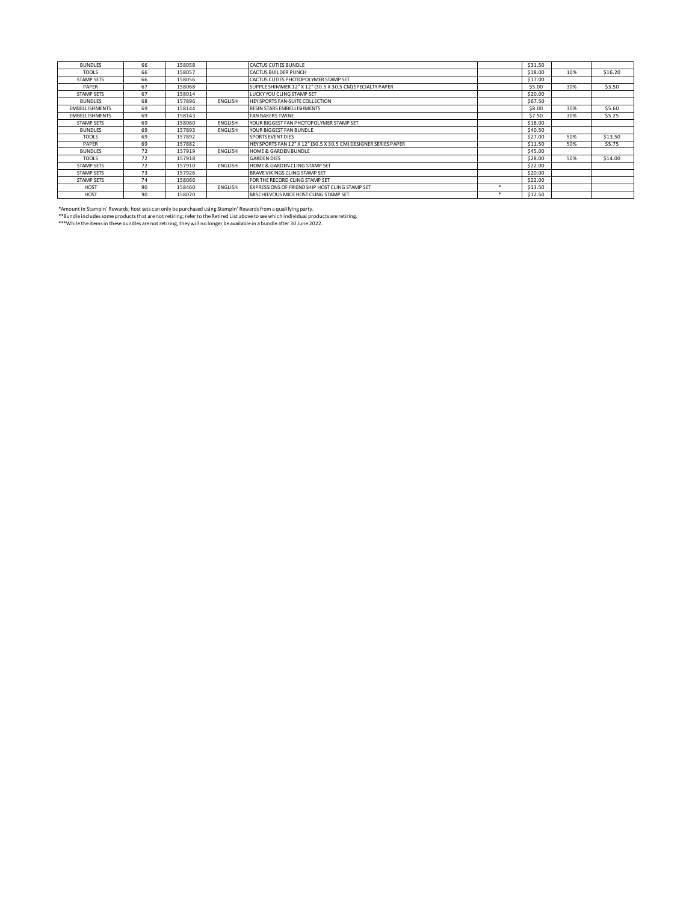| | | | | | | | | |
|---|---|---|---|---|---|---|---|---|
| BUNDLES | 66 | 158058 | | CACTUS CUTIES BUNDLE | | $31.50 | | |
| TOOLS | 66 | 158057 | | CACTUS BUILDER PUNCH | | $18.00 | 10% | $16.20 |
| STAMP SETS | 66 | 158056 | | CACTUS CUTIES PHOTOPOLYMER STAMP SET | | $17.00 | | |
| PAPER | 67 | 158068 | | SUPPLE SHIMMER 12" X 12" (30.5 X 30.5 CM) SPECIALTY PAPER | | $5.00 | 30% | $3.50 |
| STAMP SETS | 67 | 158014 | | LUCKY YOU CLING STAMP SET | | $20.00 | | |
| BUNDLES | 68 | 157896 | ENGLISH | HEY SPORTS FAN-SUITE COLLECTION | | $67.50 | | |
| EMBELLISHMENTS | 69 | 158144 | | RESIN STARS EMBELLISHMENTS | | $8.00 | 30% | $5.60 |
| EMBELLISHMENTS | 69 | 158143 | | FAN BAKERS TWINE | | $7.50 | 30% | $5.25 |
| STAMP SETS | 69 | 158060 | ENGLISH | YOUR BIGGEST FAN PHOTOPOLYMER STAMP SET | | $18.00 | | |
| BUNDLES | 69 | 157893 | ENGLISH | YOUR BIGGEST FAN BUNDLE | | $40.50 | | |
| TOOLS | 69 | 157892 | | SPORTS EVENT DIES | | $27.00 | 50% | $13.50 |
| PAPER | 69 | 157882 | | HEY SPORTS FAN 12" X 12" (30.5 X 30.5 CM) DESIGNER SERIES PAPER | | $11.50 | 50% | $5.75 |
| BUNDLES | 72 | 157919 | ENGLISH | HOME & GARDEN BUNDLE | | $45.00 | | |
| TOOLS | 72 | 157918 | | GARDEN DIES | | $28.00 | 50% | $14.00 |
| STAMP SETS | 72 | 157910 | ENGLISH | HOME & GARDEN CLING STAMP SET | | $22.00 | | |
| STAMP SETS | 73 | 157926 | | BRAVE VIKINGS CLING STAMP SET | | $20.00 | | |
| STAMP SETS | 74 | 158066 | | FOR THE RECORD CLING STAMP SET | | $22.00 | | |
| HOST | 90 | 158460 | ENGLISH | EXPRESSIONS OF FRIENDSHIP HOST CLING STAMP SET | * | $13.50 | | |
| HOST | 90 | 158070 | | MISCHIEVOUS MICE HOST CLING STAMP SET | * | $12.50 | | |

*Amount in Stampin' Rewards; host sets can only be purchased using Stampin' Rewards from a qualifying party.

**Bundle includes some products that are not retiring; refer to the Retired List above to see which individual products are retiring.

***While the items in these bundles are not retiring, they will no longer be available in a bundle after 30 June 2022.